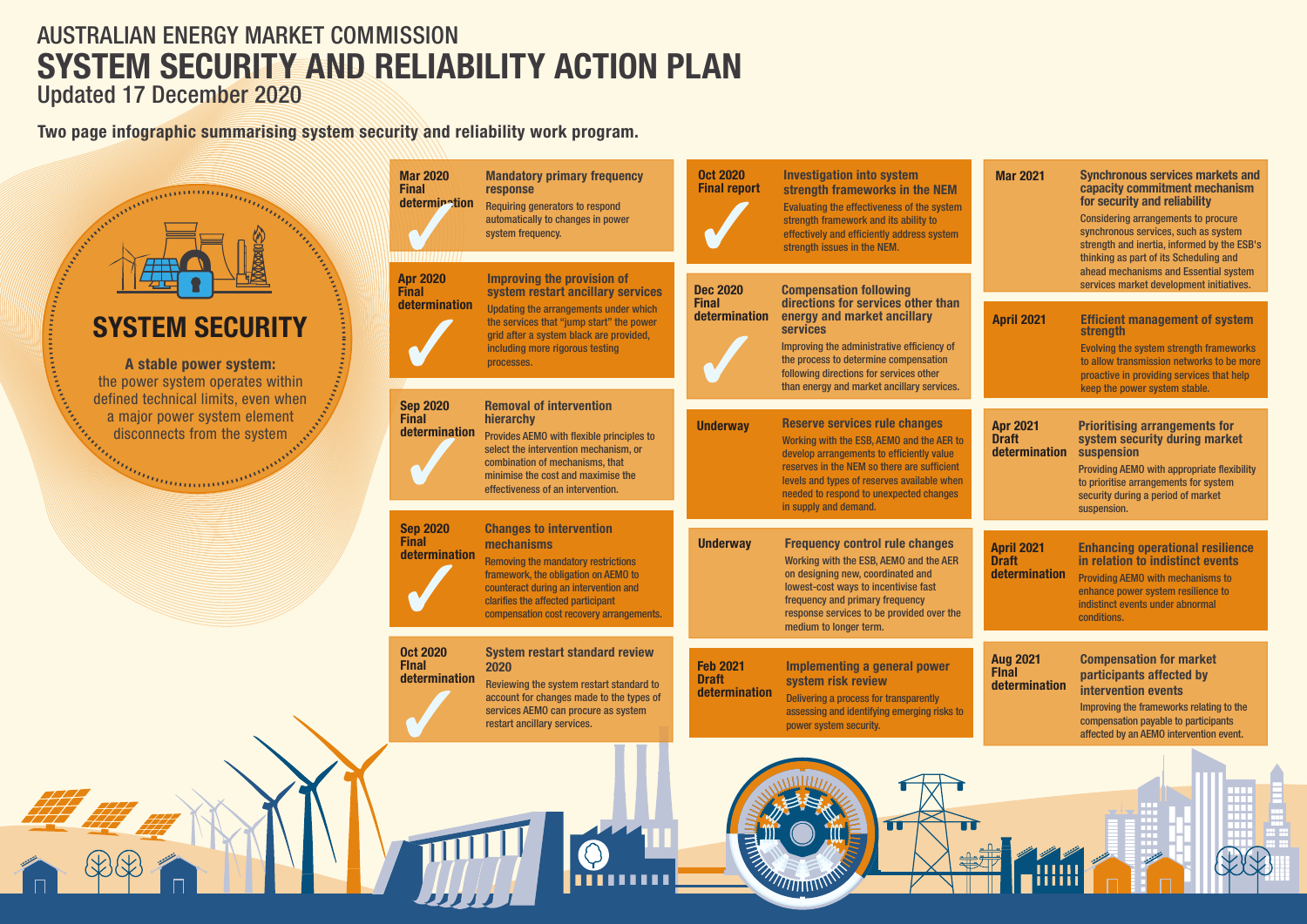AUSTRALIAN ENERGY MARKET COMMISSION

# SYSTEM SECURITY AND RELIABILITY ACTION PLAN

Updated 17 December 2020

**Two page infographic summarising system security and reliability work program.**

## SYSTEM SECURITY

**A stable power system:**
the power system operates within defined technical limits, even when a major power system element disconnects from the system

---

**Mar 2020 Final determination** ✓

### Mandatory primary frequency response

Requiring generators to respond automatically to changes in power system frequency.

**Apr 2020 Final determination** ✓

### Improving the provision of system restart ancillary services

Updating the arrangements under which the services that "jump start" the power grid after a system black are provided, including more rigorous testing processes.

**Sep 2020 Final determination** ✓

### Removal of intervention hierarchy

Provides AEMO with flexible principles to select the intervention mechanism, or combination of mechanisms, that minimise the cost and maximise the effectiveness of an intervention.

**Sep 2020 Final determination** ✓

### Changes to intervention mechanisms

Removing the mandatory restrictions framework, the obligation on AEMO to counteract during an intervention and clarifies the affected participant compensation cost recovery arrangements.

**Oct 2020 FInal determination** ✓

### System restart standard review 2020

Reviewing the system restart standard to account for changes made to the types of services AEMO can procure as system restart ancillary services.

**Oct 2020 Final report** ✓

### Investigation into system strength frameworks in the NEM

Evaluating the effectiveness of the system strength framework and its ability to effectively and efficiently address system strength issues in the NEM.

**Dec 2020 Final determination** ✓

### Compensation following directions for services other than energy and market ancillary services

Improving the administrative efficiency of the process to determine compensation following directions for services other than energy and market ancillary services.

**Underway**

### Reserve services rule changes

Working with the ESB, AEMO and the AER to develop arrangements to efficiently value reserves in the NEM so there are sufficient levels and types of reserves available when needed to respond to unexpected changes in supply and demand.

**Underway**

### Frequency control rule changes

Working with the ESB, AEMO and the AER on designing new, coordinated and lowest-cost ways to incentivise fast frequency and primary frequency response services to be provided over the medium to longer term.

**Feb 2021 Draft determination**

### Implementing a general power system risk review

Delivering a process for transparently assessing and identifying emerging risks to power system security.

**Mar 2021**

### Synchronous services markets and capacity commitment mechanism for security and reliability

Considering arrangements to procure synchronous services, such as system strength and inertia, informed by the ESB's thinking as part of its Scheduling and ahead mechanisms and Essential system services market development initiatives.

**April 2021**

### Efficient management of system strength

Evolving the system strength frameworks to allow transmission networks to be more proactive in providing services that help keep the power system stable.

**Apr 2021 Draft determination**

### Prioritising arrangements for system security during market suspension

Providing AEMO with appropriate flexibility to prioritise arrangements for system security during a period of market suspension.

**April 2021 Draft determination**

### Enhancing operational resilience in relation to indistinct events

Providing AEMO with mechanisms to enhance power system resilience to indistinct events under abnormal conditions.

**Aug 2021 FInal determination**

### Compensation for market participants affected by intervention events

Improving the frameworks relating to the compensation payable to participants affected by an AEMO intervention event.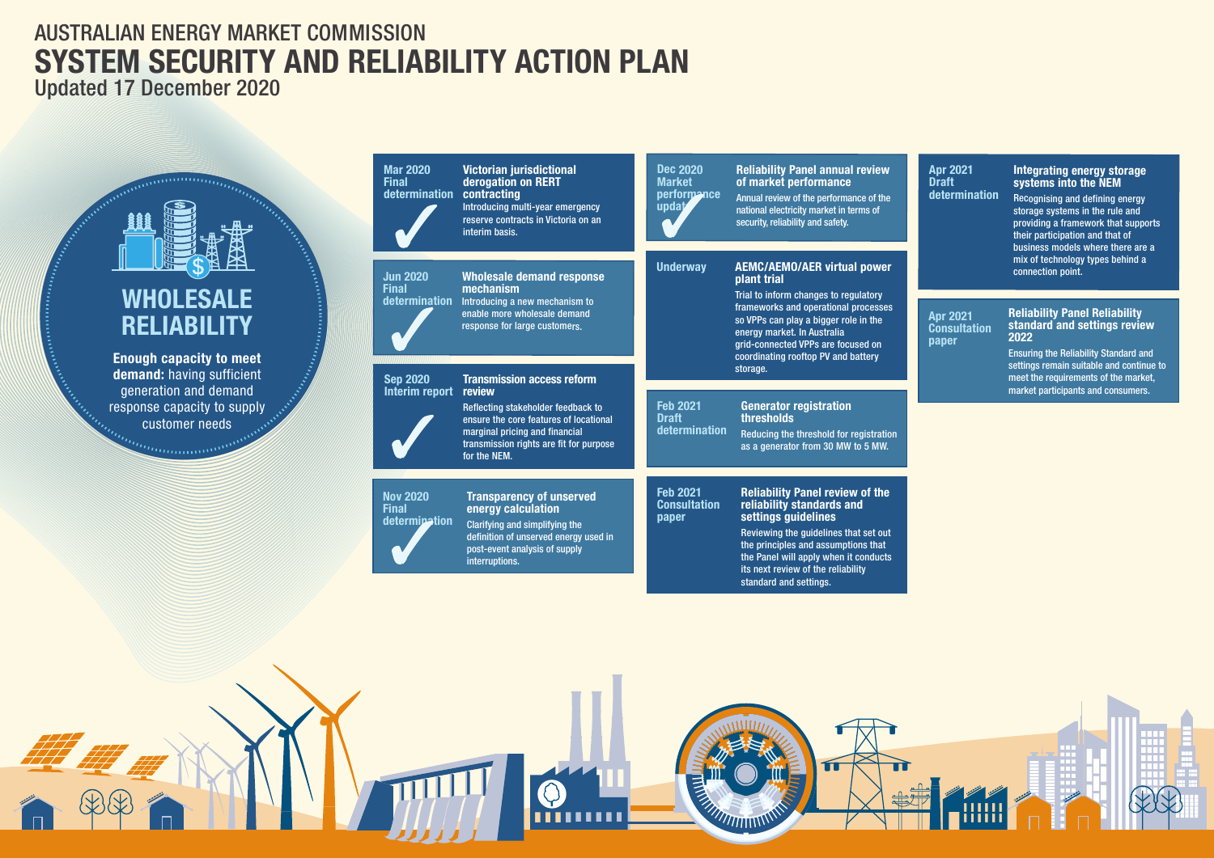# AUSTRALIAN ENERGY MARKET COMMISSION

# SYSTEM SECURITY AND RELIABILITY ACTION PLAN

Updated 17 December 2020

## WHOLESALE RELIABILITY

**Enough capacity to meet demand:** having sufficient generation and demand response capacity to supply customer needs

**Mar 2020 Final determination** ✓

**Victorian jurisdictional derogation on RERT contracting**

Introducing multi-year emergency reserve contracts in Victoria on an interim basis.

**Jun 2020 Final determination** ✓

**Wholesale demand response mechanism**

Introducing a new mechanism to enable more wholesale demand response for large customers.

**Sep 2020 Interim report** ✓

**Transmission access reform review**

Reflecting stakeholder feedback to ensure the core features of locational marginal pricing and financial transmission rights are fit for purpose for the NEM.

**Nov 2020 Final determination** ✓

**Transparency of unserved energy calculation**

Clarifying and simplifying the definition of unserved energy used in post-event analysis of supply interruptions.

**Dec 2020 Market performance update** ✓

**Reliability Panel annual review of market performance**

Annual review of the performance of the national electricity market in terms of security, reliability and safety.

**Underway**

**AEMC/AEMO/AER virtual power plant trial**

Trial to inform changes to regulatory frameworks and operational processes so VPPs can play a bigger role in the energy market. In Australia grid-connected VPPs are focused on coordinating rooftop PV and battery storage.

**Feb 2021 Draft determination**

**Generator registration thresholds**

Reducing the threshold for registration as a generator from 30 MW to 5 MW.

**Feb 2021 Consultation paper**

**Reliability Panel review of the reliability standards and settings guidelines**

Reviewing the guidelines that set out the principles and assumptions that the Panel will apply when it conducts its next review of the reliability standard and settings.

**Apr 2021 Draft determination**

**Integrating energy storage systems into the NEM**

Recognising and defining energy storage systems in the rule and providing a framework that supports their participation and that of business models where there are a mix of technology types behind a connection point.

**Apr 2021 Consultation paper**

**Reliability Panel Reliability standard and settings review 2022**

Ensuring the Reliability Standard and settings remain suitable and continue to meet the requirements of the market, market participants and consumers.